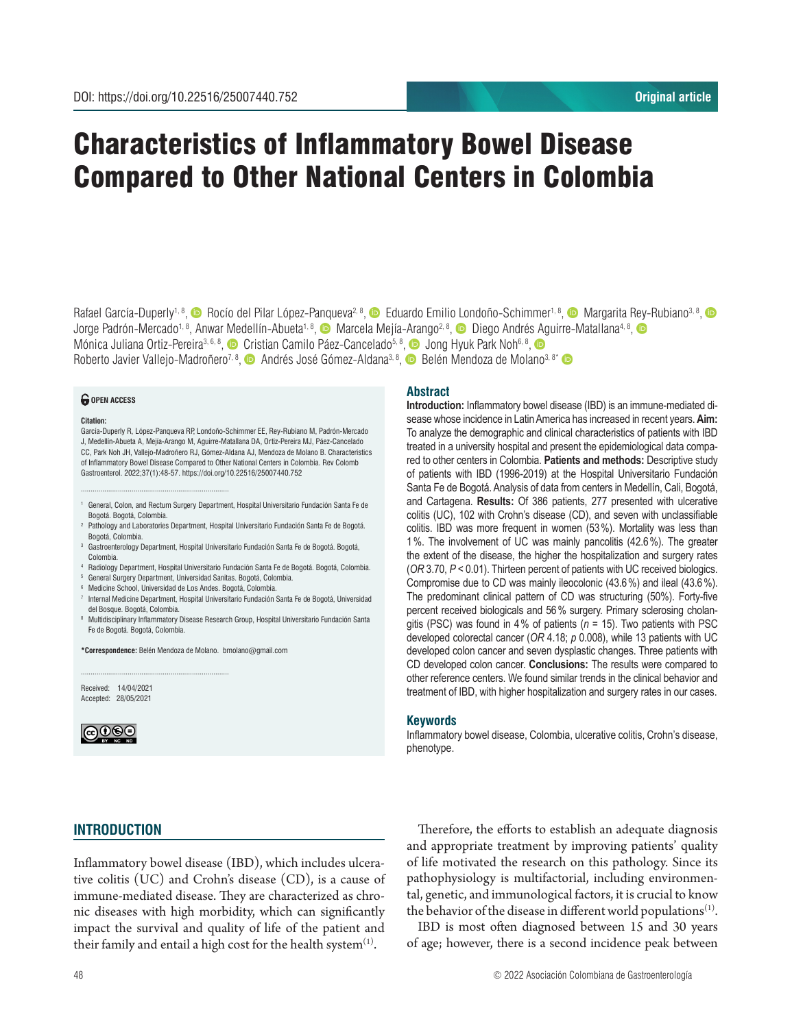DOI: https://doi.org/10.22516/25007440.752

Original article

# Characteristics of Inflammatory Bowel Disease Compared to Other National Centers in Colombia

Rafael García-Duperly[1, 8], Rocío del Pilar López-Panqueva[2, 8], Eduardo Emilio Londoño-Schimmer[1, 8], Margarita Rey-Rubiano[3, 8], Jorge Padrón-Mercado[1, 8], Anwar Medellín-Abueta[1, 8], Marcela Mejía-Arango[2, 8], Diego Andrés Aguirre-Matallana[4, 8], Mónica Juliana Ortiz-Pereira[3, 6, 8], Cristian Camilo Páez-Cancelado[5, 8], Jong Hyuk Park Noh[6, 8], Roberto Javier Vallejo-Madroñero[7, 8], Andrés José Gómez-Aldana[3, 8], Belén Mendoza de Molano[3, 8*]

**OPEN ACCESS**

**Citation:**
García-Duperly R, López-Panqueva RP, Londoño-Schimmer EE, Rey-Rubiano M, Padrón-Mercado J, Medellín-Abueta A, Mejía-Arango M, Aguirre-Matallana DA, Ortiz-Pereira MJ, Páez-Cancelado CC, Park Noh JH, Vallejo-Madroñero RJ, Gómez-Aldana AJ, Mendoza de Molano B. Characteristics of Inflammatory Bowel Disease Compared to Other National Centers in Colombia. Rev Colomb Gastroenterol. 2022;37(1):48-57. https://doi.org/10.22516/25007440.752

[1] General, Colon, and Rectum Surgery Department, Hospital Universitario Fundación Santa Fe de Bogotá. Bogotá, Colombia.
[2] Pathology and Laboratories Department, Hospital Universitario Fundación Santa Fe de Bogotá. Bogotá, Colombia.
[3] Gastroenterology Department, Hospital Universitario Fundación Santa Fe de Bogotá. Bogotá, Colombia.
[4] Radiology Department, Hospital Universitario Fundación Santa Fe de Bogotá. Bogotá, Colombia.
[5] General Surgery Department, Universidad Sanitas. Bogotá, Colombia.
[6] Medicine School, Universidad de Los Andes. Bogotá, Colombia.
[7] Internal Medicine Department, Hospital Universitario Fundación Santa Fe de Bogotá, Universidad del Bosque. Bogotá, Colombia.
[8] Multidisciplinary Inflammatory Disease Research Group, Hospital Universitario Fundación Santa Fe de Bogotá. Bogotá, Colombia.

***Correspondence:** Belén Mendoza de Molano. bmolano@gmail.com

Received: 14/04/2021
Accepted: 28/05/2021

## Abstract

**Introduction:** Inflammatory bowel disease (IBD) is an immune-mediated disease whose incidence in Latin America has increased in recent years. **Aim:** To analyze the demographic and clinical characteristics of patients with IBD treated in a university hospital and present the epidemiological data compared to other centers in Colombia. **Patients and methods:** Descriptive study of patients with IBD (1996-2019) at the Hospital Universitario Fundación Santa Fe de Bogotá. Analysis of data from centers in Medellín, Cali, Bogotá, and Cartagena. **Results:** Of 386 patients, 277 presented with ulcerative colitis (UC), 102 with Crohn's disease (CD), and seven with unclassifiable colitis. IBD was more frequent in women (53 %). Mortality was less than 1 %. The involvement of UC was mainly pancolitis (42.6 %). The greater the extent of the disease, the higher the hospitalization and surgery rates (*OR* 3.70, $P < 0.01$). Thirteen percent of patients with UC received biologics. Compromise due to CD was mainly ileocolonic (43.6 %) and ileal (43.6 %). The predominant clinical pattern of CD was structuring (50%). Forty-five percent received biologicals and 56 % surgery. Primary sclerosing cholangitis (PSC) was found in 4 % of patients ($n = 15$). Two patients with PSC developed colorectal cancer (*OR* 4.18; $p$ 0.008), while 13 patients with UC developed colon cancer and seven dysplastic changes. Three patients with CD developed colon cancer. **Conclusions:** The results were compared to other reference centers. We found similar trends in the clinical behavior and treatment of IBD, with higher hospitalization and surgery rates in our cases.

## Keywords

Inflammatory bowel disease, Colombia, ulcerative colitis, Crohn's disease, phenotype.

## INTRODUCTION

Inflammatory bowel disease (IBD), which includes ulcerative colitis (UC) and Crohn's disease (CD), is a cause of immune-mediated disease. They are characterized as chronic diseases with high morbidity, which can significantly impact the survival and quality of life of the patient and their family and entail a high cost for the health system[1].

Therefore, the efforts to establish an adequate diagnosis and appropriate treatment by improving patients' quality of life motivated the research on this pathology. Since its pathophysiology is multifactorial, including environmental, genetic, and immunological factors, it is crucial to know the behavior of the disease in different world populations[1].

IBD is most often diagnosed between 15 and 30 years of age; however, there is a second incidence peak between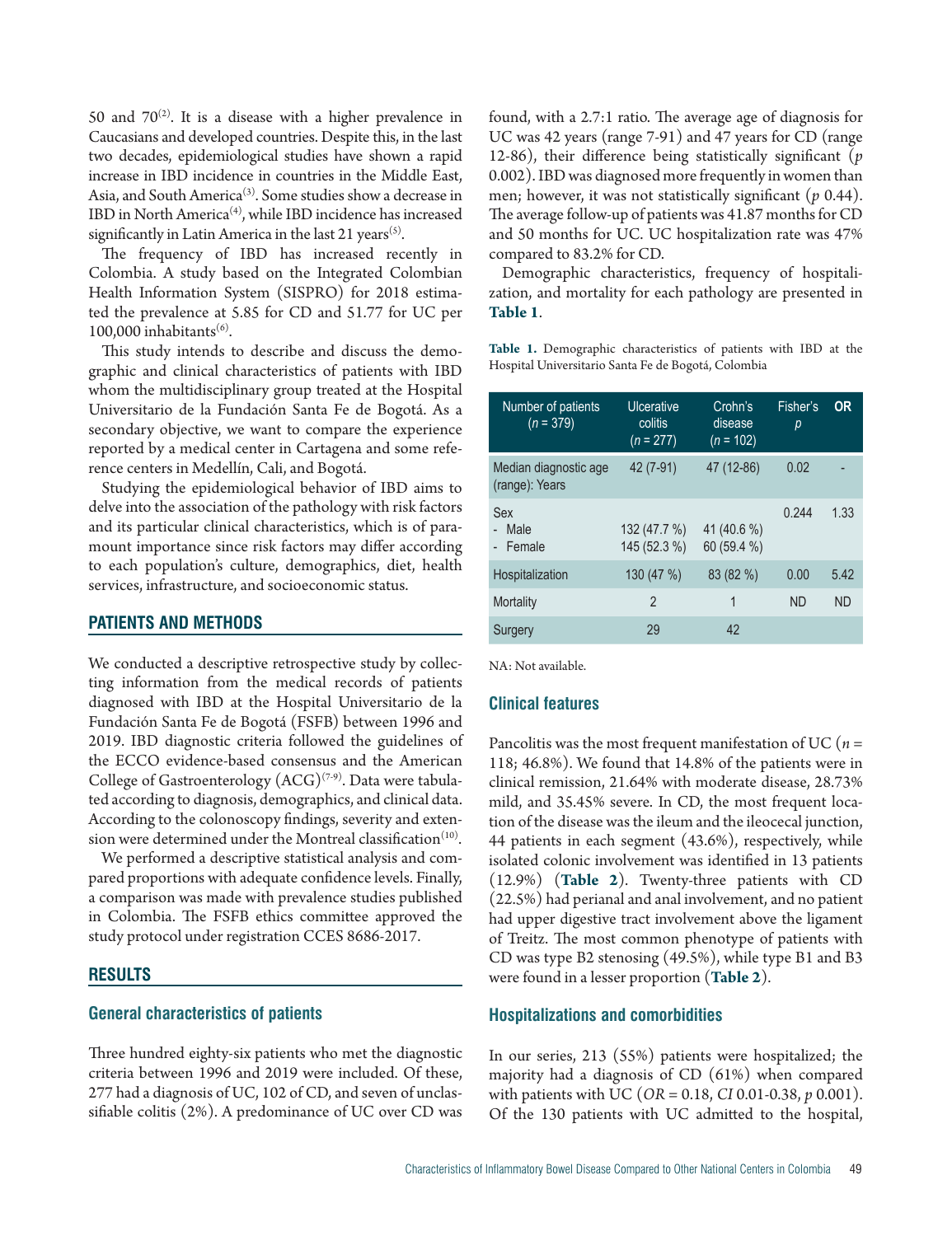50 and 70[2]. It is a disease with a higher prevalence in Caucasians and developed countries. Despite this, in the last two decades, epidemiological studies have shown a rapid increase in IBD incidence in countries in the Middle East, Asia, and South America[3]. Some studies show a decrease in IBD in North America[4], while IBD incidence has increased significantly in Latin America in the last 21 years[5].

The frequency of IBD has increased recently in Colombia. A study based on the Integrated Colombian Health Information System (SISPRO) for 2018 estimated the prevalence at 5.85 for CD and 51.77 for UC per 100,000 inhabitants[6].

This study intends to describe and discuss the demographic and clinical characteristics of patients with IBD whom the multidisciplinary group treated at the Hospital Universitario de la Fundación Santa Fe de Bogotá. As a secondary objective, we want to compare the experience reported by a medical center in Cartagena and some reference centers in Medellín, Cali, and Bogotá.

Studying the epidemiological behavior of IBD aims to delve into the association of the pathology with risk factors and its particular clinical characteristics, which is of paramount importance since risk factors may differ according to each population's culture, demographics, diet, health services, infrastructure, and socioeconomic status.

## PATIENTS AND METHODS

We conducted a descriptive retrospective study by collecting information from the medical records of patients diagnosed with IBD at the Hospital Universitario de la Fundación Santa Fe de Bogotá (FSFB) between 1996 and 2019. IBD diagnostic criteria followed the guidelines of the ECCO evidence-based consensus and the American College of Gastroenterology (ACG)[7-9]. Data were tabulated according to diagnosis, demographics, and clinical data. According to the colonoscopy findings, severity and extension were determined under the Montreal classification[10].

We performed a descriptive statistical analysis and compared proportions with adequate confidence levels. Finally, a comparison was made with prevalence studies published in Colombia. The FSFB ethics committee approved the study protocol under registration CCES 8686-2017.

## RESULTS

### General characteristics of patients

Three hundred eighty-six patients who met the diagnostic criteria between 1996 and 2019 were included. Of these, 277 had a diagnosis of UC, 102 of CD, and seven of unclassifiable colitis (2%). A predominance of UC over CD was found, with a 2.7:1 ratio. The average age of diagnosis for UC was 42 years (range 7-91) and 47 years for CD (range 12-86), their difference being statistically significant ($p$ 0.002). IBD was diagnosed more frequently in women than men; however, it was not statistically significant ($p$ 0.44). The average follow-up of patients was 41.87 months for CD and 50 months for UC. UC hospitalization rate was 47% compared to 83.2% for CD.

Demographic characteristics, frequency of hospitalization, and mortality for each pathology are presented in **Table 1**.

**Table 1.** Demographic characteristics of patients with IBD at the Hospital Universitario Santa Fe de Bogotá, Colombia

| Number of patients ($n$ = 379) | Ulcerative colitis ($n$ = 277) | Crohn's disease ($n$ = 102) | Fisher's $p$ | OR |
|---|---|---|---|---|
| Median diagnostic age (range): Years | 42 (7-91) | 47 (12-86) | 0.02 | - |
| Sex<br>- Male<br>- Female | <br>132 (47.7 %)<br>145 (52.3 %) | <br>41 (40.6 %)<br>60 (59.4 %) | 0.244 | 1.33 |
| Hospitalization | 130 (47 %) | 83 (82 %) | 0.00 | 5.42 |
| Mortality | 2 | 1 | ND | ND |
| Surgery | 29 | 42 | | |

NA: Not available.

### Clinical features

Pancolitis was the most frequent manifestation of UC ($n$ = 118; 46.8%). We found that 14.8% of the patients were in clinical remission, 21.64% with moderate disease, 28.73% mild, and 35.45% severe. In CD, the most frequent location of the disease was the ileum and the ileocecal junction, 44 patients in each segment (43.6%), respectively, while isolated colonic involvement was identified in 13 patients (12.9%) (**Table 2**). Twenty-three patients with CD (22.5%) had perianal and anal involvement, and no patient had upper digestive tract involvement above the ligament of Treitz. The most common phenotype of patients with CD was type B2 stenosing (49.5%), while type B1 and B3 were found in a lesser proportion (**Table 2**).

### Hospitalizations and comorbidities

In our series, 213 (55%) patients were hospitalized; the majority had a diagnosis of CD (61%) when compared with patients with UC ($OR$ = 0.18, $CI$ 0.01-0.38, $p$ 0.001). Of the 130 patients with UC admitted to the hospital,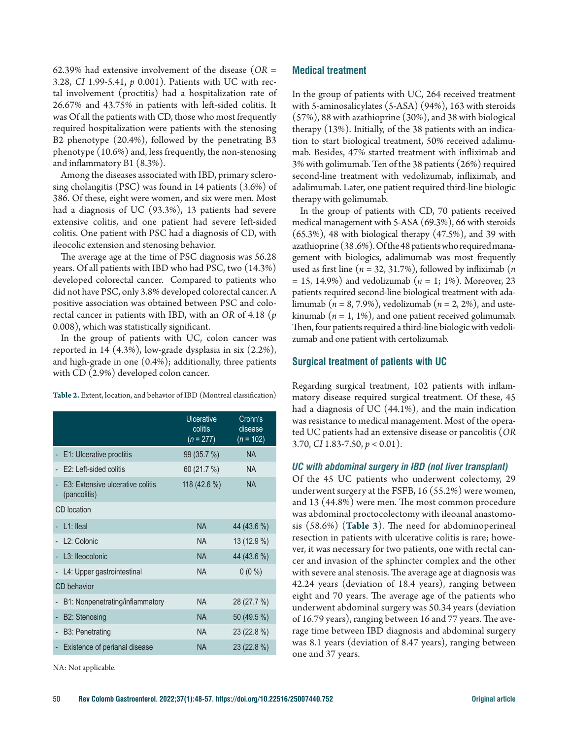62.39% had extensive involvement of the disease (*OR* = 3.28, *CI* 1.99-5.41, *p* 0.001). Patients with UC with rectal involvement (proctitis) had a hospitalization rate of 26.67% and 43.75% in patients with left-sided colitis. It was Of all the patients with CD, those who most frequently required hospitalization were patients with the stenosing B2 phenotype (20.4%), followed by the penetrating B3 phenotype (10.6%) and, less frequently, the non-stenosing and inflammatory B1 (8.3%).

Among the diseases associated with IBD, primary sclerosing cholangitis (PSC) was found in 14 patients (3.6%) of 386. Of these, eight were women, and six were men. Most had a diagnosis of UC (93.3%), 13 patients had severe extensive colitis, and one patient had severe left-sided colitis. One patient with PSC had a diagnosis of CD, with ileocolic extension and stenosing behavior.

The average age at the time of PSC diagnosis was 56.28 years. Of all patients with IBD who had PSC, two (14.3%) developed colorectal cancer. Compared to patients who did not have PSC, only 3.8% developed colorectal cancer. A positive association was obtained between PSC and colorectal cancer in patients with IBD, with an *OR* of 4.18 (*p* 0.008), which was statistically significant.

In the group of patients with UC, colon cancer was reported in 14 (4.3%), low-grade dysplasia in six (2.2%), and high-grade in one (0.4%); additionally, three patients with CD (2.9%) developed colon cancer.

**Table 2.** Extent, location, and behavior of IBD (Montreal classification)

| | Ulcerative colitis (*n* = 277) | Crohn's disease (*n* = 102) |
|---|---|---|
| - E1: Ulcerative proctitis | 99 (35.7 %) | NA |
| - E2: Left-sided colitis | 60 (21.7 %) | NA |
| - E3: Extensive ulcerative colitis (pancolitis) | 118 (42.6 %) | NA |
| CD location | | |
| - L1: Ileal | NA | 44 (43.6 %) |
| - L2: Colonic | NA | 13 (12.9 %) |
| - L3: Ileocolonic | NA | 44 (43.6 %) |
| - L4: Upper gastrointestinal | NA | 0 (0 %) |
| CD behavior | | |
| - B1: Nonpenetrating/inflammatory | NA | 28 (27.7 %) |
| - B2: Stenosing | NA | 50 (49.5 %) |
| - B3: Penetrating | NA | 23 (22.8 %) |
| - Existence of perianal disease | NA | 23 (22.8 %) |

NA: Not applicable.

## Medical treatment

In the group of patients with UC, 264 received treatment with 5-aminosalicylates (5-ASA) (94%), 163 with steroids (57%), 88 with azathioprine (30%), and 38 with biological therapy (13%). Initially, of the 38 patients with an indication to start biological treatment, 50% received adalimumab. Besides, 47% started treatment with infliximab and 3% with golimumab. Ten of the 38 patients (26%) required second-line treatment with vedolizumab, infliximab, and adalimumab. Later, one patient required third-line biologic therapy with golimumab.

In the group of patients with CD, 70 patients received medical management with 5-ASA (69.3%), 66 with steroids (65.3%), 48 with biological therapy (47.5%), and 39 with azathioprine (38.6%). Of the 48 patients who required management with biologics, adalimumab was most frequently used as first line (*n* = 32, 31.7%), followed by infliximab (*n* = 15, 14.9%) and vedolizumab (*n* = 1; 1%). Moreover, 23 patients required second-line biological treatment with adalimumab (*n* = 8, 7.9%), vedolizumab (*n* = 2, 2%), and ustekinumab (*n* = 1, 1%), and one patient received golimumab. Then, four patients required a third-line biologic with vedolizumab and one patient with certolizumab.

## Surgical treatment of patients with UC

Regarding surgical treatment, 102 patients with inflammatory disease required surgical treatment. Of these, 45 had a diagnosis of UC (44.1%), and the main indication was resistance to medical management. Most of the operated UC patients had an extensive disease or pancolitis (*OR* 3.70, *CI* 1.83-7.50, $p < 0.01$).

### *UC with abdominal surgery in IBD (not liver transplant)*

Of the 45 UC patients who underwent colectomy, 29 underwent surgery at the FSFB, 16 (55.2%) were women, and 13 (44.8%) were men. The most common procedure was abdominal proctocolectomy with ileoanal anastomosis (58.6%) (**Table 3**). The need for abdominoperineal resection in patients with ulcerative colitis is rare; however, it was necessary for two patients, one with rectal cancer and invasion of the sphincter complex and the other with severe anal stenosis. The average age at diagnosis was 42.24 years (deviation of 18.4 years), ranging between eight and 70 years. The average age of the patients who underwent abdominal surgery was 50.34 years (deviation of 16.79 years), ranging between 16 and 77 years. The average time between IBD diagnosis and abdominal surgery was 8.1 years (deviation of 8.47 years), ranging between one and 37 years.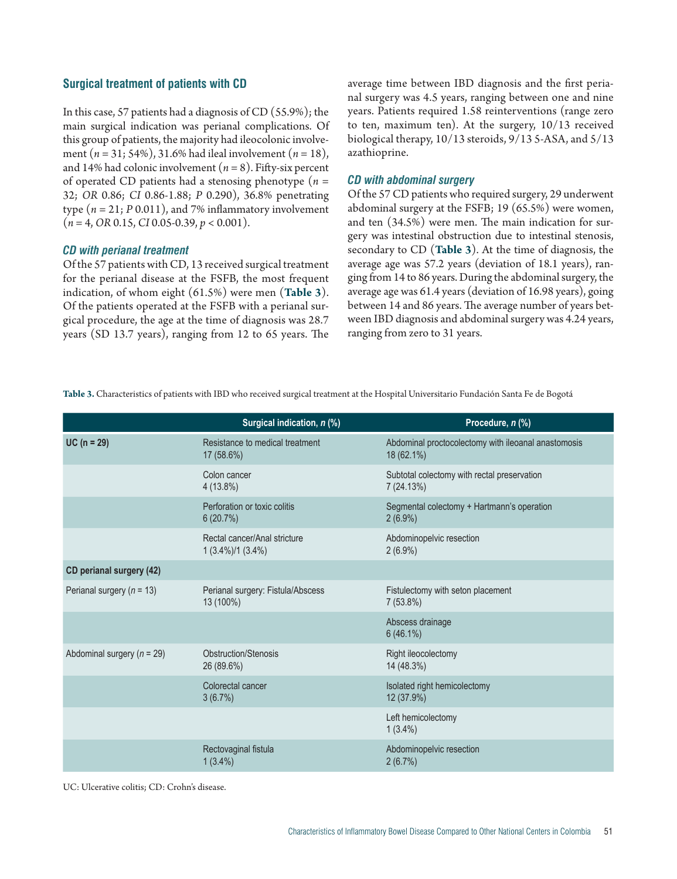### Surgical treatment of patients with CD

In this case, 57 patients had a diagnosis of CD (55.9%); the main surgical indication was perianal complications. Of this group of patients, the majority had ileocolonic involvement (*n* = 31; 54%), 31.6% had ileal involvement (*n* = 18), and 14% had colonic involvement (*n* = 8). Fifty-six percent of operated CD patients had a stenosing phenotype (*n* = 32; *OR* 0.86; *CI* 0.86-1.88; *P* 0.290), 36.8% penetrating type (*n* = 21; *P* 0.011), and 7% inflammatory involvement (*n* = 4, *OR* 0.15, *CI* 0.05-0.39, *p* < 0.001).

#### CD with perianal treatment

Of the 57 patients with CD, 13 received surgical treatment for the perianal disease at the FSFB, the most frequent indication, of whom eight (61.5%) were men (**Table 3**). Of the patients operated at the FSFB with a perianal surgical procedure, the age at the time of diagnosis was 28.7 years (SD 13.7 years), ranging from 12 to 65 years. The average time between IBD diagnosis and the first perianal surgery was 4.5 years, ranging between one and nine years. Patients required 1.58 reinterventions (range zero to ten, maximum ten). At the surgery, 10/13 received biological therapy, 10/13 steroids, 9/13 5-ASA, and 5/13 azathioprine.

#### CD with abdominal surgery

Of the 57 CD patients who required surgery, 29 underwent abdominal surgery at the FSFB; 19 (65.5%) were women, and ten (34.5%) were men. The main indication for surgery was intestinal obstruction due to intestinal stenosis, secondary to CD (**Table 3**). At the time of diagnosis, the average age was 57.2 years (deviation of 18.1 years), ranging from 14 to 86 years. During the abdominal surgery, the average age was 61.4 years (deviation of 16.98 years), going between 14 and 86 years. The average number of years between IBD diagnosis and abdominal surgery was 4.24 years, ranging from zero to 31 years.

**Table 3.** Characteristics of patients with IBD who received surgical treatment at the Hospital Universitario Fundación Santa Fe de Bogotá

| | Surgical indication, *n* (%) | Procedure, *n* (%) |
|---|---|---|
| **UC (n = 29)** | Resistance to medical treatment 17 (58.6%) | Abdominal proctocolectomy with ileoanal anastomosis 18 (62.1%) |
| | Colon cancer 4 (13.8%) | Subtotal colectomy with rectal preservation 7 (24.13%) |
| | Perforation or toxic colitis 6 (20.7%) | Segmental colectomy + Hartmann's operation 2 (6.9%) |
| | Rectal cancer/Anal stricture 1 (3.4%)/1 (3.4%) | Abdominopelvic resection 2 (6.9%) |
| **CD perianal surgery (42)** | | |
| Perianal surgery (*n* = 13) | Perianal surgery: Fistula/Abscess 13 (100%) | Fistulectomy with seton placement 7 (53.8%) |
| | | Abscess drainage 6 (46.1%) |
| Abdominal surgery (*n* = 29) | Obstruction/Stenosis 26 (89.6%) | Right ileocolectomy 14 (48.3%) |
| | Colorectal cancer 3 (6.7%) | Isolated right hemicolectomy 12 (37.9%) |
| | | Left hemicolectomy 1 (3.4%) |
| | Rectovaginal fistula 1 (3.4%) | Abdominopelvic resection 2 (6.7%) |

UC: Ulcerative colitis; CD: Crohn's disease.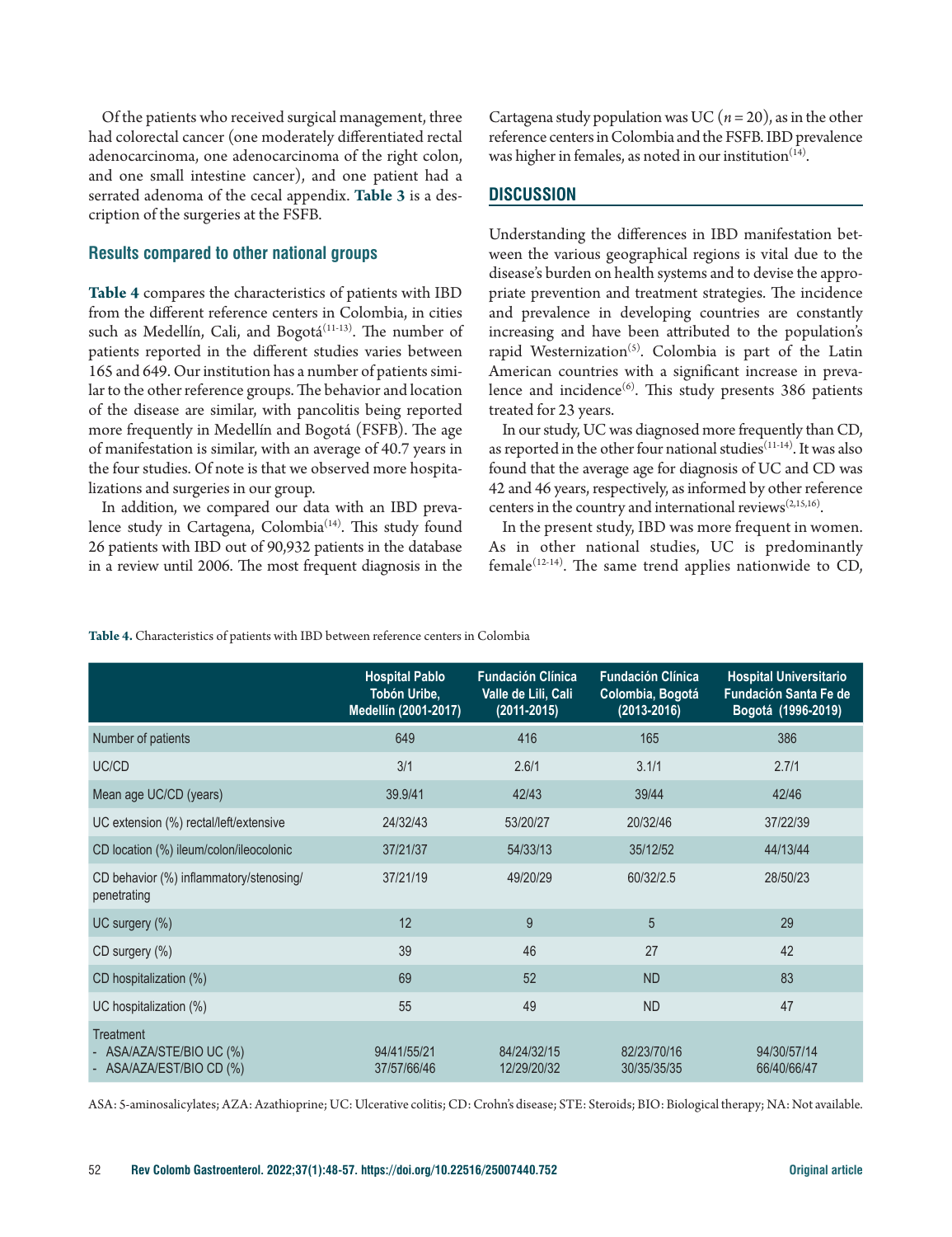Of the patients who received surgical management, three had colorectal cancer (one moderately differentiated rectal adenocarcinoma, one adenocarcinoma of the right colon, and one small intestine cancer), and one patient had a serrated adenoma of the cecal appendix. **Table 3** is a description of the surgeries at the FSFB.

### Results compared to other national groups

**Table 4** compares the characteristics of patients with IBD from the different reference centers in Colombia, in cities such as Medellín, Cali, and Bogotá[11-13]. The number of patients reported in the different studies varies between 165 and 649. Our institution has a number of patients similar to the other reference groups. The behavior and location of the disease are similar, with pancolitis being reported more frequently in Medellín and Bogotá (FSFB). The age of manifestation is similar, with an average of 40.7 years in the four studies. Of note is that we observed more hospitalizations and surgeries in our group.

In addition, we compared our data with an IBD prevalence study in Cartagena, Colombia[14]. This study found 26 patients with IBD out of 90,932 patients in the database in a review until 2006. The most frequent diagnosis in the Cartagena study population was UC (*n* = 20), as in the other reference centers in Colombia and the FSFB. IBD prevalence was higher in females, as noted in our institution[14].

## DISCUSSION

Understanding the differences in IBD manifestation between the various geographical regions is vital due to the disease's burden on health systems and to devise the appropriate prevention and treatment strategies. The incidence and prevalence in developing countries are constantly increasing and have been attributed to the population's rapid Westernization[5]. Colombia is part of the Latin American countries with a significant increase in prevalence and incidence[6]. This study presents 386 patients treated for 23 years.

In our study, UC was diagnosed more frequently than CD, as reported in the other four national studies[11-14]. It was also found that the average age for diagnosis of UC and CD was 42 and 46 years, respectively, as informed by other reference centers in the country and international reviews[2,15,16].

In the present study, IBD was more frequent in women. As in other national studies, UC is predominantly female[12-14]. The same trend applies nationwide to CD,

**Table 4.** Characteristics of patients with IBD between reference centers in Colombia

| | Hospital Pablo Tobón Uribe, Medellín (2001-2017) | Fundación Clínica Valle de Lili, Cali (2011-2015) | Fundación Clínica Colombia, Bogotá (2013-2016) | Hospital Universitario Fundación Santa Fe de Bogotá (1996-2019) |
|---|---|---|---|---|
| Number of patients | 649 | 416 | 165 | 386 |
| UC/CD | 3/1 | 2.6/1 | 3.1/1 | 2.7/1 |
| Mean age UC/CD (years) | 39.9/41 | 42/43 | 39/44 | 42/46 |
| UC extension (%) rectal/left/extensive | 24/32/43 | 53/20/27 | 20/32/46 | 37/22/39 |
| CD location (%) ileum/colon/ileocolonic | 37/21/37 | 54/33/13 | 35/12/52 | 44/13/44 |
| CD behavior (%) inflammatory/stenosing/penetrating | 37/21/19 | 49/20/29 | 60/32/2.5 | 28/50/23 |
| UC surgery (%) | 12 | 9 | 5 | 29 |
| CD surgery (%) | 39 | 46 | 27 | 42 |
| CD hospitalization (%) | 69 | 52 | ND | 83 |
| UC hospitalization (%) | 55 | 49 | ND | 47 |
| Treatment<br>- ASA/AZA/STE/BIO UC (%)<br>- ASA/AZA/EST/BIO CD (%) | 94/41/55/21<br>37/57/66/46 | 84/24/32/15<br>12/29/20/32 | 82/23/70/16<br>30/35/35/35 | 94/30/57/14<br>66/40/66/47 |

ASA: 5-aminosalicylates; AZA: Azathioprine; UC: Ulcerative colitis; CD: Crohn's disease; STE: Steroids; BIO: Biological therapy; NA: Not available.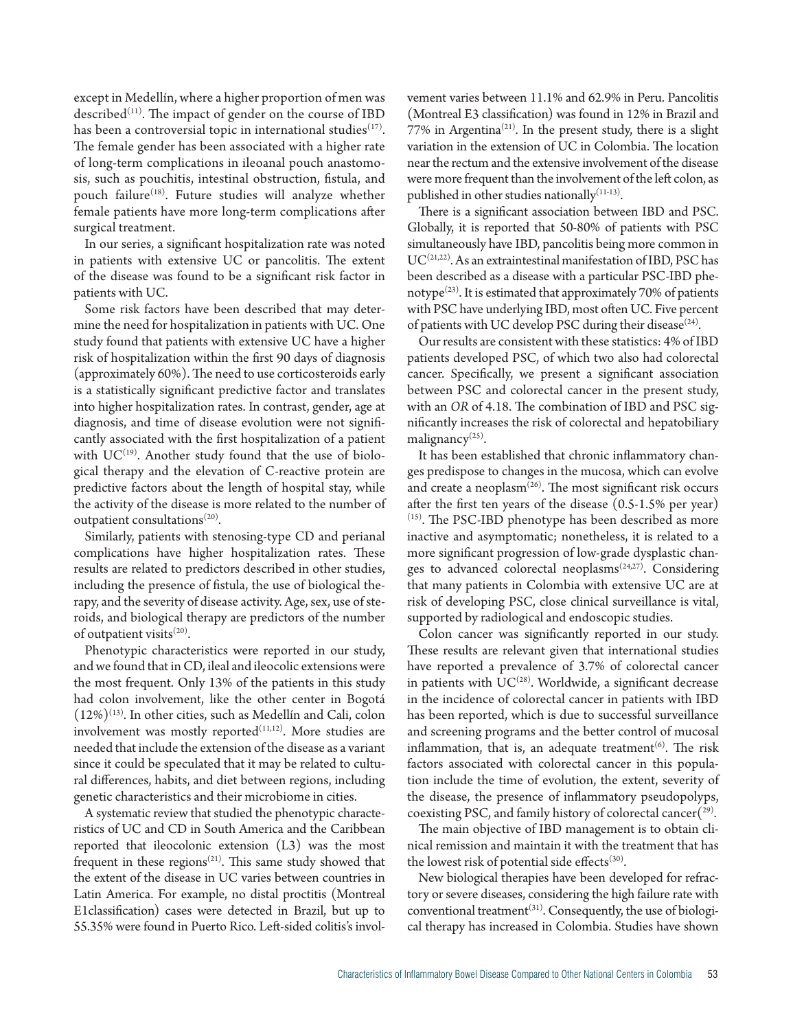except in Medellín, where a higher proportion of men was described[11]. The impact of gender on the course of IBD has been a controversial topic in international studies[17]. The female gender has been associated with a higher rate of long-term complications in ileoanal pouch anastomosis, such as pouchitis, intestinal obstruction, fistula, and pouch failure[18]. Future studies will analyze whether female patients have more long-term complications after surgical treatment.

In our series, a significant hospitalization rate was noted in patients with extensive UC or pancolitis. The extent of the disease was found to be a significant risk factor in patients with UC.

Some risk factors have been described that may determine the need for hospitalization in patients with UC. One study found that patients with extensive UC have a higher risk of hospitalization within the first 90 days of diagnosis (approximately 60%). The need to use corticosteroids early is a statistically significant predictive factor and translates into higher hospitalization rates. In contrast, gender, age at diagnosis, and time of disease evolution were not significantly associated with the first hospitalization of a patient with UC[19]. Another study found that the use of biological therapy and the elevation of C-reactive protein are predictive factors about the length of hospital stay, while the activity of the disease is more related to the number of outpatient consultations[20].

Similarly, patients with stenosing-type CD and perianal complications have higher hospitalization rates. These results are related to predictors described in other studies, including the presence of fistula, the use of biological therapy, and the severity of disease activity. Age, sex, use of steroids, and biological therapy are predictors of the number of outpatient visits[20].

Phenotypic characteristics were reported in our study, and we found that in CD, ileal and ileocolic extensions were the most frequent. Only 13% of the patients in this study had colon involvement, like the other center in Bogotá (12%)[13]. In other cities, such as Medellín and Cali, colon involvement was mostly reported[11,12]. More studies are needed that include the extension of the disease as a variant since it could be speculated that it may be related to cultural differences, habits, and diet between regions, including genetic characteristics and their microbiome in cities.

A systematic review that studied the phenotypic characteristics of UC and CD in South America and the Caribbean reported that ileocolonic extension (L3) was the most frequent in these regions[21]. This same study showed that the extent of the disease in UC varies between countries in Latin America. For example, no distal proctitis (Montreal E1classification) cases were detected in Brazil, but up to 55.35% were found in Puerto Rico. Left-sided colitis's involvement varies between 11.1% and 62.9% in Peru. Pancolitis (Montreal E3 classification) was found in 12% in Brazil and 77% in Argentina[21]. In the present study, there is a slight variation in the extension of UC in Colombia. The location near the rectum and the extensive involvement of the disease were more frequent than the involvement of the left colon, as published in other studies nationally[11-13].

There is a significant association between IBD and PSC. Globally, it is reported that 50-80% of patients with PSC simultaneously have IBD, pancolitis being more common in UC[21,22]. As an extraintestinal manifestation of IBD, PSC has been described as a disease with a particular PSC-IBD phenotype[23]. It is estimated that approximately 70% of patients with PSC have underlying IBD, most often UC. Five percent of patients with UC develop PSC during their disease[24].

Our results are consistent with these statistics: 4% of IBD patients developed PSC, of which two also had colorectal cancer. Specifically, we present a significant association between PSC and colorectal cancer in the present study, with an *OR* of 4.18. The combination of IBD and PSC significantly increases the risk of colorectal and hepatobiliary malignancy[25].

It has been established that chronic inflammatory changes predispose to changes in the mucosa, which can evolve and create a neoplasm[26]. The most significant risk occurs after the first ten years of the disease (0.5-1.5% per year)[15]. The PSC-IBD phenotype has been described as more inactive and asymptomatic; nonetheless, it is related to a more significant progression of low-grade dysplastic changes to advanced colorectal neoplasms[24,27]. Considering that many patients in Colombia with extensive UC are at risk of developing PSC, close clinical surveillance is vital, supported by radiological and endoscopic studies.

Colon cancer was significantly reported in our study. These results are relevant given that international studies have reported a prevalence of 3.7% of colorectal cancer in patients with UC[28]. Worldwide, a significant decrease in the incidence of colorectal cancer in patients with IBD has been reported, which is due to successful surveillance and screening programs and the better control of mucosal inflammation, that is, an adequate treatment[6]. The risk factors associated with colorectal cancer in this population include the time of evolution, the extent, severity of the disease, the presence of inflammatory pseudopolyps, coexisting PSC, and family history of colorectal cancer[29].

The main objective of IBD management is to obtain clinical remission and maintain it with the treatment that has the lowest risk of potential side effects[30].

New biological therapies have been developed for refractory or severe diseases, considering the high failure rate with conventional treatment[31]. Consequently, the use of biological therapy has increased in Colombia. Studies have shown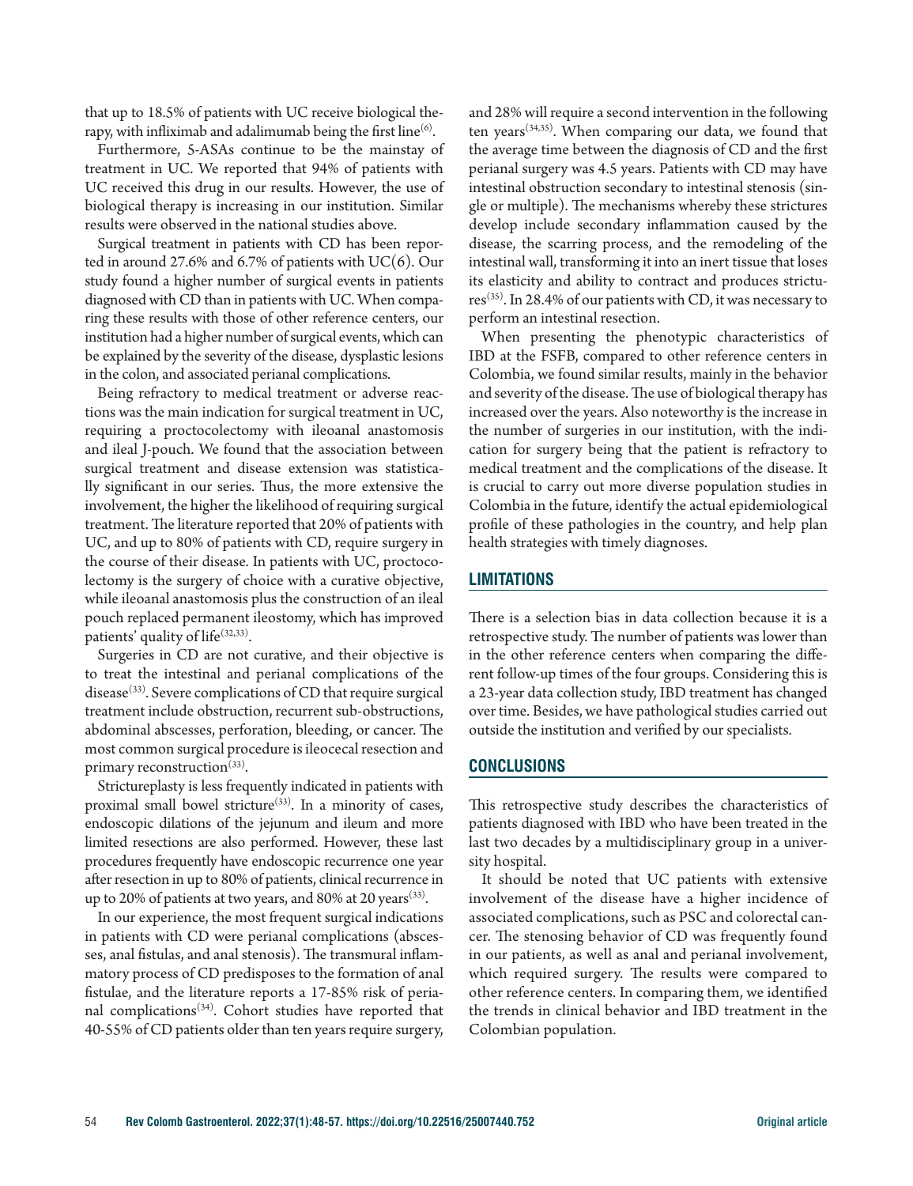that up to 18.5% of patients with UC receive biological therapy, with infliximab and adalimumab being the first line[6].

Furthermore, 5-ASAs continue to be the mainstay of treatment in UC. We reported that 94% of patients with UC received this drug in our results. However, the use of biological therapy is increasing in our institution. Similar results were observed in the national studies above.

Surgical treatment in patients with CD has been reported in around 27.6% and 6.7% of patients with UC(6). Our study found a higher number of surgical events in patients diagnosed with CD than in patients with UC. When comparing these results with those of other reference centers, our institution had a higher number of surgical events, which can be explained by the severity of the disease, dysplastic lesions in the colon, and associated perianal complications.

Being refractory to medical treatment or adverse reactions was the main indication for surgical treatment in UC, requiring a proctocolectomy with ileoanal anastomosis and ileal J-pouch. We found that the association between surgical treatment and disease extension was statistically significant in our series. Thus, the more extensive the involvement, the higher the likelihood of requiring surgical treatment. The literature reported that 20% of patients with UC, and up to 80% of patients with CD, require surgery in the course of their disease. In patients with UC, proctocolectomy is the surgery of choice with a curative objective, while ileoanal anastomosis plus the construction of an ileal pouch replaced permanent ileostomy, which has improved patients' quality of life[32,33].

Surgeries in CD are not curative, and their objective is to treat the intestinal and perianal complications of the disease[33]. Severe complications of CD that require surgical treatment include obstruction, recurrent sub-obstructions, abdominal abscesses, perforation, bleeding, or cancer. The most common surgical procedure is ileocecal resection and primary reconstruction[33].

Strictureplasty is less frequently indicated in patients with proximal small bowel stricture[33]. In a minority of cases, endoscopic dilations of the jejunum and ileum and more limited resections are also performed. However, these last procedures frequently have endoscopic recurrence one year after resection in up to 80% of patients, clinical recurrence in up to 20% of patients at two years, and 80% at 20 years[33].

In our experience, the most frequent surgical indications in patients with CD were perianal complications (abscesses, anal fistulas, and anal stenosis). The transmural inflammatory process of CD predisposes to the formation of anal fistulae, and the literature reports a 17-85% risk of perianal complications[34]. Cohort studies have reported that 40-55% of CD patients older than ten years require surgery, and 28% will require a second intervention in the following ten years[34,35]. When comparing our data, we found that the average time between the diagnosis of CD and the first perianal surgery was 4.5 years. Patients with CD may have intestinal obstruction secondary to intestinal stenosis (single or multiple). The mechanisms whereby these strictures develop include secondary inflammation caused by the disease, the scarring process, and the remodeling of the intestinal wall, transforming it into an inert tissue that loses its elasticity and ability to contract and produces strictures[35]. In 28.4% of our patients with CD, it was necessary to perform an intestinal resection.

When presenting the phenotypic characteristics of IBD at the FSFB, compared to other reference centers in Colombia, we found similar results, mainly in the behavior and severity of the disease. The use of biological therapy has increased over the years. Also noteworthy is the increase in the number of surgeries in our institution, with the indication for surgery being that the patient is refractory to medical treatment and the complications of the disease. It is crucial to carry out more diverse population studies in Colombia in the future, identify the actual epidemiological profile of these pathologies in the country, and help plan health strategies with timely diagnoses.

## LIMITATIONS

There is a selection bias in data collection because it is a retrospective study. The number of patients was lower than in the other reference centers when comparing the different follow-up times of the four groups. Considering this is a 23-year data collection study, IBD treatment has changed over time. Besides, we have pathological studies carried out outside the institution and verified by our specialists.

## CONCLUSIONS

This retrospective study describes the characteristics of patients diagnosed with IBD who have been treated in the last two decades by a multidisciplinary group in a university hospital.

It should be noted that UC patients with extensive involvement of the disease have a higher incidence of associated complications, such as PSC and colorectal cancer. The stenosing behavior of CD was frequently found in our patients, as well as anal and perianal involvement, which required surgery. The results were compared to other reference centers. In comparing them, we identified the trends in clinical behavior and IBD treatment in the Colombian population.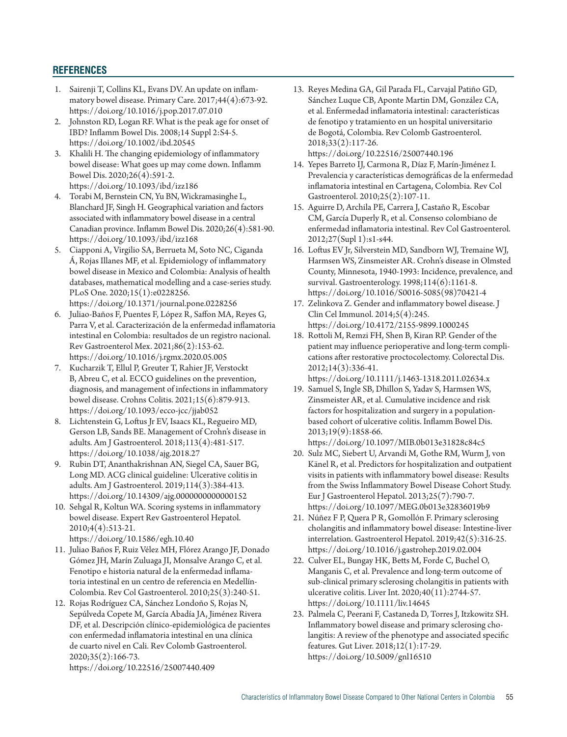## REFERENCES

1. Sairenji T, Collins KL, Evans DV. An update on inflammatory bowel disease. Primary Care. 2017;44(4):673-92. https://doi.org/10.1016/j.pop.2017.07.010
2. Johnston RD, Logan RF. What is the peak age for onset of IBD? Inflamm Bowel Dis. 2008;14 Suppl 2:S4-5. https://doi.org/10.1002/ibd.20545
3. Khalili H. The changing epidemiology of inflammatory bowel disease: What goes up may come down. Inflamm Bowel Dis. 2020;26(4):591-2. https://doi.org/10.1093/ibd/izz186
4. Torabi M, Bernstein CN, Yu BN, Wickramasinghe L, Blanchard JF, Singh H. Geographical variation and factors associated with inflammatory bowel disease in a central Canadian province. Inflamm Bowel Dis. 2020;26(4):581-90. https://doi.org/10.1093/ibd/izz168
5. Ciapponi A, Virgilio SA, Berrueta M, Soto NC, Ciganda Á, Rojas Illanes MF, et al. Epidemiology of inflammatory bowel disease in Mexico and Colombia: Analysis of health databases, mathematical modelling and a case-series study. PLoS One. 2020;15(1):e0228256. https://doi.org/10.1371/journal.pone.0228256
6. Juliao-Baños F, Puentes F, López R, Saffon MA, Reyes G, Parra V, et al. Caracterización de la enfermedad inflamatoria intestinal en Colombia: resultados de un registro nacional. Rev Gastroenterol Mex. 2021;86(2):153-62. https://doi.org/10.1016/j.rgmx.2020.05.005
7. Kucharzik T, Ellul P, Greuter T, Rahier JF, Verstockt B, Abreu C, et al. ECCO guidelines on the prevention, diagnosis, and management of infections in inflammatory bowel disease. Crohns Colitis. 2021;15(6):879-913. https://doi.org/10.1093/ecco-jcc/jjab052
8. Lichtenstein G, Loftus Jr EV, Isaacs KL, Regueiro MD, Gerson LB, Sands BE. Management of Crohn's disease in adults. Am J Gastroenterol. 2018;113(4):481-517. https://doi.org/10.1038/ajg.2018.27
9. Rubin DT, Ananthakrishnan AN, Siegel CA, Sauer BG, Long MD. ACG clinical guideline: Ulcerative colitis in adults. Am J Gastroenterol. 2019;114(3):384-413. https://doi.org/10.14309/ajg.0000000000000152
10. Sehgal R, Koltun WA. Scoring systems in inflammatory bowel disease. Expert Rev Gastroenterol Hepatol. 2010;4(4):513-21. https://doi.org/10.1586/egh.10.40
11. Juliao Baños F, Ruiz Vélez MH, Flórez Arango JF, Donado Gómez JH, Marín Zuluaga JI, Monsalve Arango C, et al. Fenotipo e historia natural de la enfermedad inflamatoria intestinal en un centro de referencia en Medellín-Colombia. Rev Col Gastroenterol. 2010;25(3):240-51.
12. Rojas Rodríguez CA, Sánchez Londoño S, Rojas N, Sepúlveda Copete M, García Abadía JA, Jiménez Rivera DF, et al. Descripción clínico-epidemiológica de pacientes con enfermedad inflamatoria intestinal en una clínica de cuarto nivel en Cali. Rev Colomb Gastroenterol. 2020;35(2):166-73. https://doi.org/10.22516/25007440.409
13. Reyes Medina GA, Gil Parada FL, Carvajal Patiño GD, Sánchez Luque CB, Aponte Martin DM, González CA, et al. Enfermedad inflamatoria intestinal: características de fenotipo y tratamiento en un hospital universitario de Bogotá, Colombia. Rev Colomb Gastroenterol. 2018;33(2):117-26. https://doi.org/10.22516/25007440.196
14. Yepes Barreto IJ, Carmona R, Díaz F, Marín-Jiménez I. Prevalencia y características demográficas de la enfermedad inflamatoria intestinal en Cartagena, Colombia. Rev Col Gastroenterol. 2010;25(2):107-11.
15. Aguirre D, Archila PE, Carrera J, Castaño R, Escobar CM, García Duperly R, et al. Consenso colombiano de enfermedad inflamatoria intestinal. Rev Col Gastroenterol. 2012;27(Supl 1):s1-s44.
16. Loftus EV Jr, Silverstein MD, Sandborn WJ, Tremaine WJ, Harmsen WS, Zinsmeister AR. Crohn's disease in Olmsted County, Minnesota, 1940-1993: Incidence, prevalence, and survival. Gastroenterology. 1998;114(6):1161-8. https://doi.org/10.1016/S0016-5085(98)70421-4
17. Zelinkova Z. Gender and inflammatory bowel disease. J Clin Cel Immunol. 2014;5(4):245. https://doi.org/10.4172/2155-9899.1000245
18. Rottoli M, Remzi FH, Shen B, Kiran RP. Gender of the patient may influence perioperative and long-term complications after restorative proctocolectomy. Colorectal Dis. 2012;14(3):336-41. https://doi.org/10.1111/j.1463-1318.2011.02634.x
19. Samuel S, Ingle SB, Dhillon S, Yadav S, Harmsen WS, Zinsmeister AR, et al. Cumulative incidence and risk factors for hospitalization and surgery in a population-based cohort of ulcerative colitis. Inflamm Bowel Dis. 2013;19(9):1858-66. https://doi.org/10.1097/MIB.0b013e31828c84c5
20. Sulz MC, Siebert U, Arvandi M, Gothe RM, Wurm J, von Känel R, et al. Predictors for hospitalization and outpatient visits in patients with inflammatory bowel disease: Results from the Swiss Inflammatory Bowel Disease Cohort Study. Eur J Gastroenterol Hepatol. 2013;25(7):790-7. https://doi.org/10.1097/MEG.0b013e32836019b9
21. Núñez F P, Quera P R, Gomollón F. Primary sclerosing cholangitis and inflammatory bowel disease: Intestine-liver interrelation. Gastroenterol Hepatol. 2019;42(5):316-25. https://doi.org/10.1016/j.gastrohep.2019.02.004
22. Culver EL, Bungay HK, Betts M, Forde C, Buchel O, Manganis C, et al. Prevalence and long-term outcome of sub-clinical primary sclerosing cholangitis in patients with ulcerative colitis. Liver Int. 2020;40(11):2744-57. https://doi.org/10.1111/liv.14645
23. Palmela C, Peerani F, Castaneda D, Torres J, Itzkowitz SH. Inflammatory bowel disease and primary sclerosing cholangitis: A review of the phenotype and associated specific features. Gut Liver. 2018;12(1):17-29. https://doi.org/10.5009/gnl16510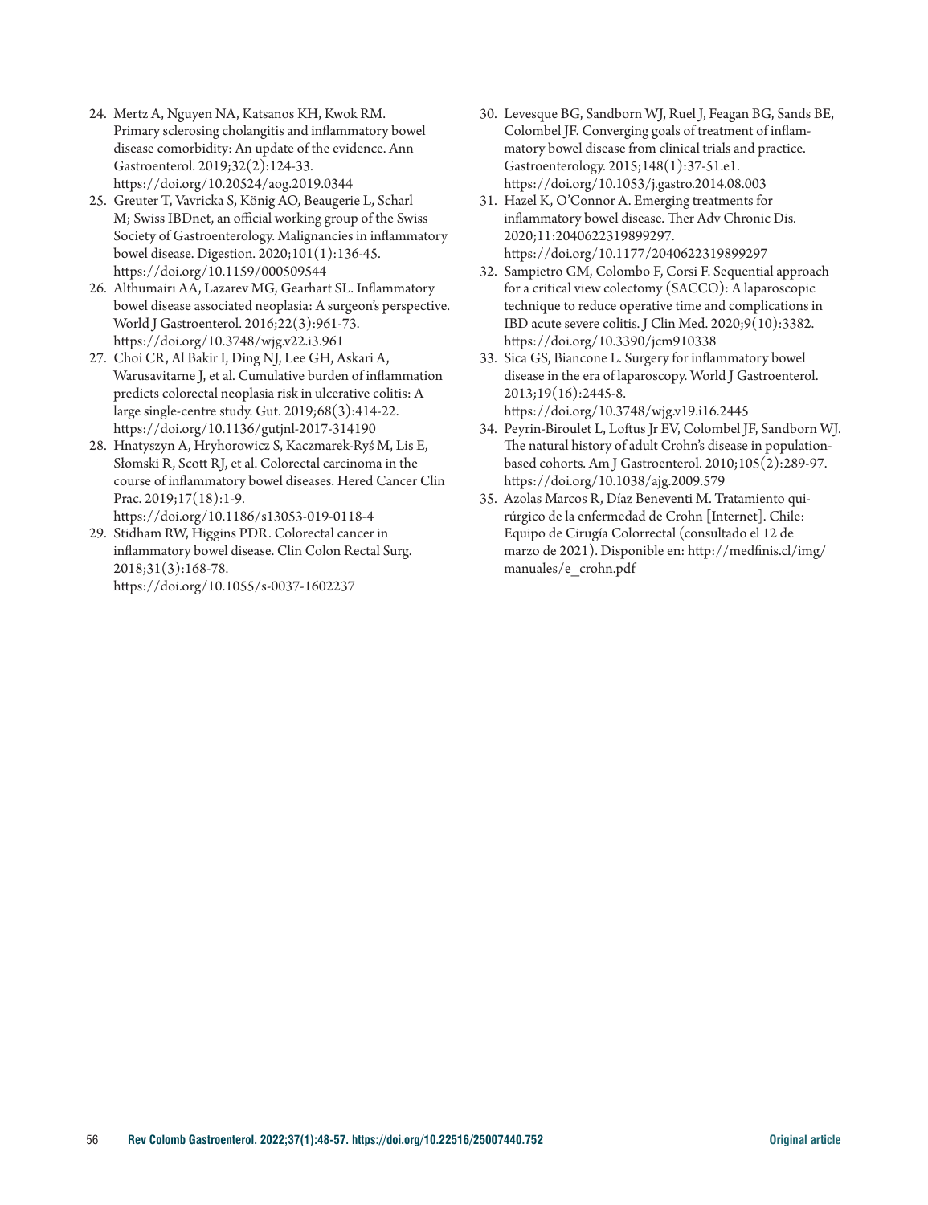24. Mertz A, Nguyen NA, Katsanos KH, Kwok RM. Primary sclerosing cholangitis and inflammatory bowel disease comorbidity: An update of the evidence. Ann Gastroenterol. 2019;32(2):124-33. https://doi.org/10.20524/aog.2019.0344
25. Greuter T, Vavricka S, König AO, Beaugerie L, Scharl M; Swiss IBDnet, an official working group of the Swiss Society of Gastroenterology. Malignancies in inflammatory bowel disease. Digestion. 2020;101(1):136-45. https://doi.org/10.1159/000509544
26. Althumairi AA, Lazarev MG, Gearhart SL. Inflammatory bowel disease associated neoplasia: A surgeon's perspective. World J Gastroenterol. 2016;22(3):961-73. https://doi.org/10.3748/wjg.v22.i3.961
27. Choi CR, Al Bakir I, Ding NJ, Lee GH, Askari A, Warusavitarne J, et al. Cumulative burden of inflammation predicts colorectal neoplasia risk in ulcerative colitis: A large single-centre study. Gut. 2019;68(3):414-22. https://doi.org/10.1136/gutjnl-2017-314190
28. Hnatyszyn A, Hryhorowicz S, Kaczmarek-Ryś M, Lis E, Słomski R, Scott RJ, et al. Colorectal carcinoma in the course of inflammatory bowel diseases. Hered Cancer Clin Prac. 2019;17(18):1-9. https://doi.org/10.1186/s13053-019-0118-4
29. Stidham RW, Higgins PDR. Colorectal cancer in inflammatory bowel disease. Clin Colon Rectal Surg. 2018;31(3):168-78. https://doi.org/10.1055/s-0037-1602237
30. Levesque BG, Sandborn WJ, Ruel J, Feagan BG, Sands BE, Colombel JF. Converging goals of treatment of inflammatory bowel disease from clinical trials and practice. Gastroenterology. 2015;148(1):37-51.e1. https://doi.org/10.1053/j.gastro.2014.08.003
31. Hazel K, O'Connor A. Emerging treatments for inflammatory bowel disease. Ther Adv Chronic Dis. 2020;11:2040622319899297. https://doi.org/10.1177/2040622319899297
32. Sampietro GM, Colombo F, Corsi F. Sequential approach for a critical view colectomy (SACCO): A laparoscopic technique to reduce operative time and complications in IBD acute severe colitis. J Clin Med. 2020;9(10):3382. https://doi.org/10.3390/jcm910338
33. Sica GS, Biancone L. Surgery for inflammatory bowel disease in the era of laparoscopy. World J Gastroenterol. 2013;19(16):2445-8. https://doi.org/10.3748/wjg.v19.i16.2445
34. Peyrin-Biroulet L, Loftus Jr EV, Colombel JF, Sandborn WJ. The natural history of adult Crohn's disease in population-based cohorts. Am J Gastroenterol. 2010;105(2):289-97. https://doi.org/10.1038/ajg.2009.579
35. Azolas Marcos R, Díaz Beneventi M. Tratamiento quirúrgico de la enfermedad de Crohn [Internet]. Chile: Equipo de Cirugía Colorrectal (consultado el 12 de marzo de 2021). Disponible en: http://medfinis.cl/img/manuales/e_crohn.pdf